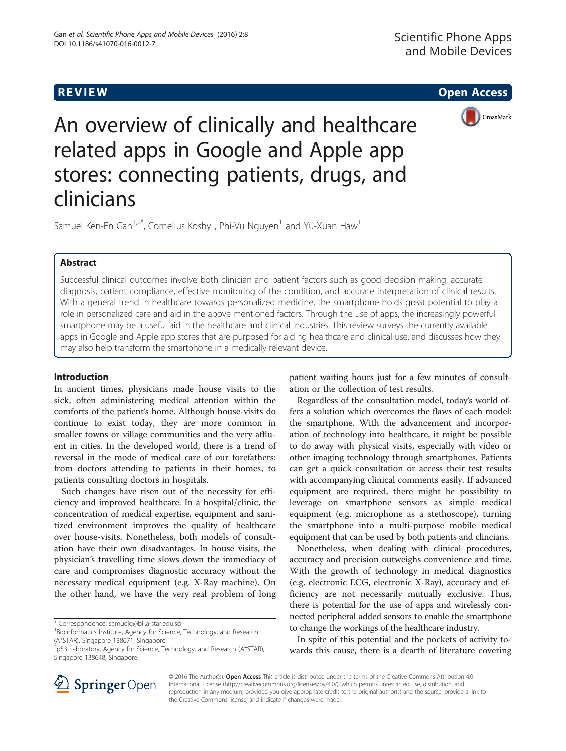**REVIEW** **Open Access**

# An overview of clinically and healthcare related apps in Google and Apple app stores: connecting patients, drugs, and clinicians

Samuel Ken-En Gan[1,2*], Cornelius Koshy[1], Phi-Vu Nguyen[1] and Yu-Xuan Haw[1]

## Abstract

Successful clinical outcomes involve both clinician and patient factors such as good decision making, accurate diagnosis, patient compliance, effective monitoring of the condition, and accurate interpretation of clinical results. With a general trend in healthcare towards personalized medicine, the smartphone holds great potential to play a role in personalized care and aid in the above mentioned factors. Through the use of apps, the increasingly powerful smartphone may be a useful aid in the healthcare and clinical industries. This review surveys the currently available apps in Google and Apple app stores that are purposed for aiding healthcare and clinical use, and discusses how they may also help transform the smartphone in a medically relevant device.

## Introduction

In ancient times, physicians made house visits to the sick, often administering medical attention within the comforts of the patient's home. Although house-visits do continue to exist today, they are more common in smaller towns or village communities and the very affluent in cities. In the developed world, there is a trend of reversal in the mode of medical care of our forefathers: from doctors attending to patients in their homes, to patients consulting doctors in hospitals.

Such changes have risen out of the necessity for efficiency and improved healthcare. In a hospital/clinic, the concentration of medical expertise, equipment and sanitized environment improves the quality of healthcare over house-visits. Nonetheless, both models of consultation have their own disadvantages. In house visits, the physician's travelling time slows down the immediacy of care and compromises diagnostic accuracy without the necessary medical equipment (e.g. X-Ray machine). On the other hand, we have the very real problem of long patient waiting hours just for a few minutes of consultation or the collection of test results.

Regardless of the consultation model, today's world offers a solution which overcomes the flaws of each model: the smartphone. With the advancement and incorporation of technology into healthcare, it might be possible to do away with physical visits, especially with video or other imaging technology through smartphones. Patients can get a quick consultation or access their test results with accompanying clinical comments easily. If advanced equipment are required, there might be possibility to leverage on smartphone sensors as simple medical equipment (e.g. microphone as a stethoscope), turning the smartphone into a multi-purpose mobile medical equipment that can be used by both patients and clincians.

Nonetheless, when dealing with clinical procedures, accuracy and precision outweighs convenience and time. With the growth of technology in medical diagnostics (e.g. electronic ECG, electronic X-Ray), accuracy and efficiency are not necessarily mutually exclusive. Thus, there is potential for the use of apps and wirelessly connected peripheral added sensors to enable the smartphone to change the workings of the healthcare industry.

In spite of this potential and the pockets of activity towards this cause, there is a dearth of literature covering

\* Correspondence: samuelg@bii.a-star.edu.sg
[1]Bioinformatics Institute, Agency for Science, Technology, and Research (A*STAR), Singapore 138671, Singapore
[2]p53 Laboratory, Agency for Science, Technology, and Research (A*STAR), Singapore 138648, Singapore

© 2016 The Author(s). **Open Access** This article is distributed under the terms of the Creative Commons Attribution 4.0 International License (http://creativecommons.org/licenses/by/4.0/), which permits unrestricted use, distribution, and reproduction in any medium, provided you give appropriate credit to the original author(s) and the source, provide a link to the Creative Commons license, and indicate if changes were made.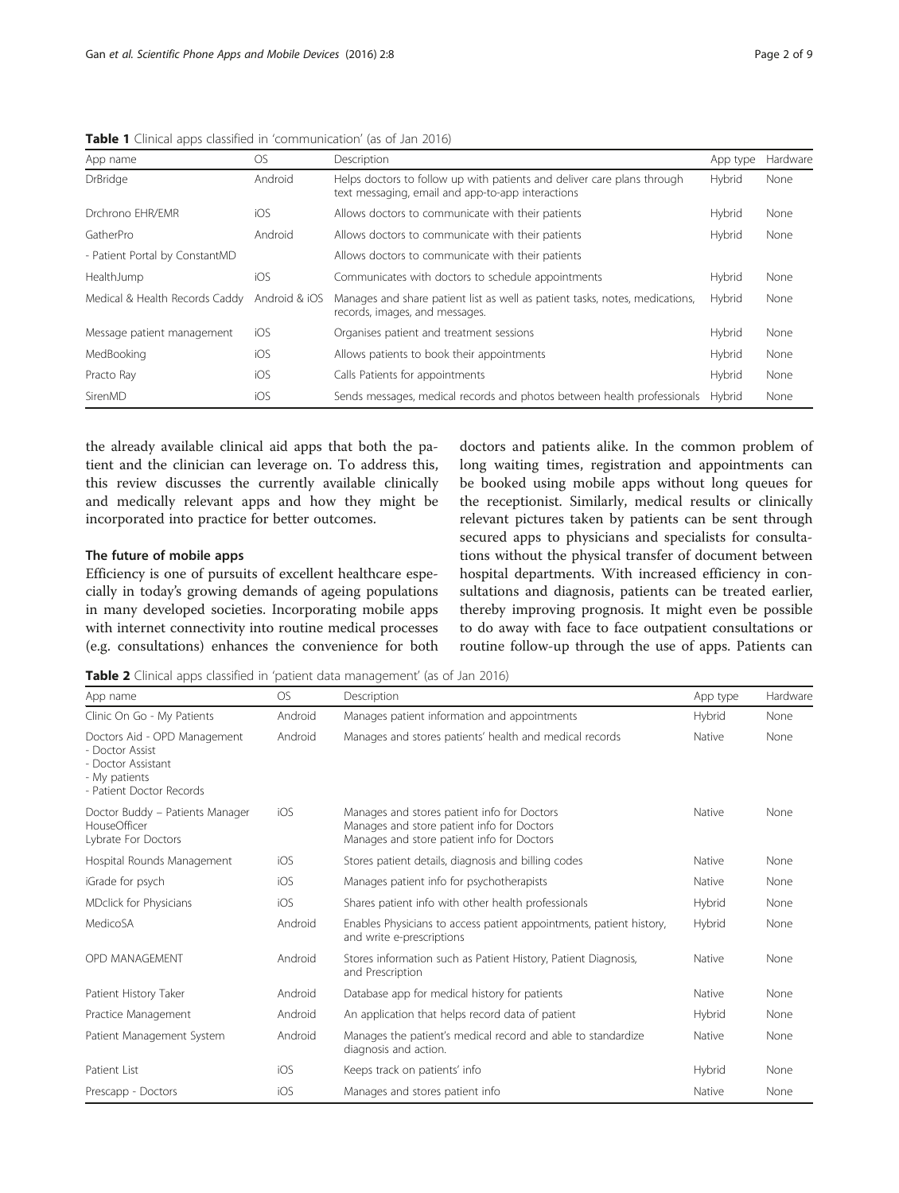**Table 1** Clinical apps classified in 'communication' (as of Jan 2016)

| App name | OS | Description | App type | Hardware |
|---|---|---|---|---|
| DrBridge | Android | Helps doctors to follow up with patients and deliver care plans through text messaging, email and app-to-app interactions | Hybrid | None |
| Drchrono EHR/EMR | iOS | Allows doctors to communicate with their patients | Hybrid | None |
| GatherPro | Android | Allows doctors to communicate with their patients | Hybrid | None |
| - Patient Portal by ConstantMD | | Allows doctors to communicate with their patients | | |
| HealthJump | iOS | Communicates with doctors to schedule appointments | Hybrid | None |
| Medical & Health Records Caddy | Android & iOS | Manages and share patient list as well as patient tasks, notes, medications, records, images, and messages. | Hybrid | None |
| Message patient management | iOS | Organises patient and treatment sessions | Hybrid | None |
| MedBooking | iOS | Allows patients to book their appointments | Hybrid | None |
| Practo Ray | iOS | Calls Patients for appointments | Hybrid | None |
| SirenMD | iOS | Sends messages, medical records and photos between health professionals | Hybrid | None |

the already available clinical aid apps that both the patient and the clinician can leverage on. To address this, this review discusses the currently available clinically and medically relevant apps and how they might be incorporated into practice for better outcomes.

### The future of mobile apps

Efficiency is one of pursuits of excellent healthcare especially in today's growing demands of ageing populations in many developed societies. Incorporating mobile apps with internet connectivity into routine medical processes (e.g. consultations) enhances the convenience for both doctors and patients alike. In the common problem of long waiting times, registration and appointments can be booked using mobile apps without long queues for the receptionist. Similarly, medical results or clinically relevant pictures taken by patients can be sent through secured apps to physicians and specialists for consultations without the physical transfer of document between hospital departments. With increased efficiency in consultations and diagnosis, patients can be treated earlier, thereby improving prognosis. It might even be possible to do away with face to face outpatient consultations or routine follow-up through the use of apps. Patients can

**Table 2** Clinical apps classified in 'patient data management' (as of Jan 2016)

| App name | OS | Description | App type | Hardware |
|---|---|---|---|---|
| Clinic On Go - My Patients | Android | Manages patient information and appointments | Hybrid | None |
| Doctors Aid - OPD Management<br>- Doctor Assist<br>- Doctor Assistant<br>- My patients<br>- Patient Doctor Records | Android | Manages and stores patients' health and medical records | Native | None |
| Doctor Buddy – Patients Manager<br>HouseOfficer<br>Lybrate For Doctors | iOS | Manages and stores patient info for Doctors<br>Manages and store patient info for Doctors<br>Manages and store patient info for Doctors | Native | None |
| Hospital Rounds Management | iOS | Stores patient details, diagnosis and billing codes | Native | None |
| iGrade for psych | iOS | Manages patient info for psychotherapists | Native | None |
| MDclick for Physicians | iOS | Shares patient info with other health professionals | Hybrid | None |
| MedicoSA | Android | Enables Physicians to access patient appointments, patient history, and write e-prescriptions | Hybrid | None |
| OPD MANAGEMENT | Android | Stores information such as Patient History, Patient Diagnosis, and Prescription | Native | None |
| Patient History Taker | Android | Database app for medical history for patients | Native | None |
| Practice Management | Android | An application that helps record data of patient | Hybrid | None |
| Patient Management System | Android | Manages the patient's medical record and able to standardize diagnosis and action. | Native | None |
| Patient List | iOS | Keeps track on patients' info | Hybrid | None |
| Prescapp - Doctors | iOS | Manages and stores patient info | Native | None |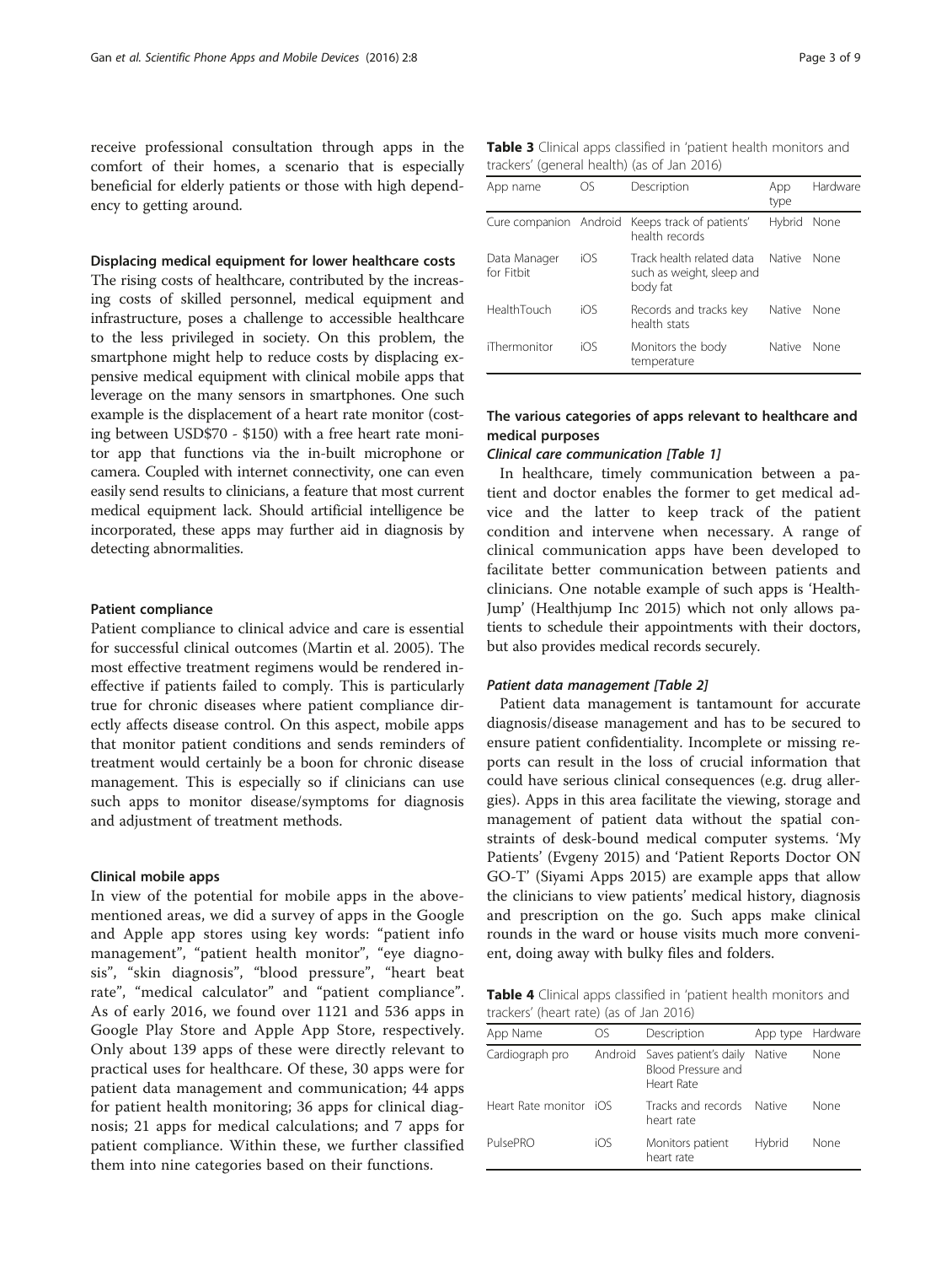receive professional consultation through apps in the comfort of their homes, a scenario that is especially beneficial for elderly patients or those with high dependency to getting around.

#### Displacing medical equipment for lower healthcare costs

The rising costs of healthcare, contributed by the increasing costs of skilled personnel, medical equipment and infrastructure, poses a challenge to accessible healthcare to the less privileged in society. On this problem, the smartphone might help to reduce costs by displacing expensive medical equipment with clinical mobile apps that leverage on the many sensors in smartphones. One such example is the displacement of a heart rate monitor (costing between USD$70 - $150) with a free heart rate monitor app that functions via the in-built microphone or camera. Coupled with internet connectivity, one can even easily send results to clinicians, a feature that most current medical equipment lack. Should artificial intelligence be incorporated, these apps may further aid in diagnosis by detecting abnormalities.

#### Patient compliance

Patient compliance to clinical advice and care is essential for successful clinical outcomes (Martin et al. 2005). The most effective treatment regimens would be rendered ineffective if patients failed to comply. This is particularly true for chronic diseases where patient compliance directly affects disease control. On this aspect, mobile apps that monitor patient conditions and sends reminders of treatment would certainly be a boon for chronic disease management. This is especially so if clinicians can use such apps to monitor disease/symptoms for diagnosis and adjustment of treatment methods.

#### Clinical mobile apps

In view of the potential for mobile apps in the above-mentioned areas, we did a survey of apps in the Google and Apple app stores using key words: "patient info management", "patient health monitor", "eye diagnosis", "skin diagnosis", "blood pressure", "heart beat rate", "medical calculator" and "patient compliance". As of early 2016, we found over 1121 and 536 apps in Google Play Store and Apple App Store, respectively. Only about 139 apps of these were directly relevant to practical uses for healthcare. Of these, 30 apps were for patient data management and communication; 44 apps for patient health monitoring; 36 apps for clinical diagnosis; 21 apps for medical calculations; and 7 apps for patient compliance. Within these, we further classified them into nine categories based on their functions.

**Table 3** Clinical apps classified in 'patient health monitors and trackers' (general health) (as of Jan 2016)

| App name | OS | Description | App type | Hardware |
| --- | --- | --- | --- | --- |
| Cure companion | Android | Keeps track of patients' health records | Hybrid | None |
| Data Manager for Fitbit | iOS | Track health related data such as weight, sleep and body fat | Native | None |
| HealthTouch | iOS | Records and tracks key health stats | Native | None |
| iThermonitor | iOS | Monitors the body temperature | Native | None |

#### The various categories of apps relevant to healthcare and medical purposes

##### *Clinical care communication [Table 1]*

In healthcare, timely communication between a patient and doctor enables the former to get medical advice and the latter to keep track of the patient condition and intervene when necessary. A range of clinical communication apps have been developed to facilitate better communication between patients and clinicians. One notable example of such apps is 'HealthJump' (Healthjump Inc 2015) which not only allows patients to schedule their appointments with their doctors, but also provides medical records securely.

##### *Patient data management [Table 2]*

Patient data management is tantamount for accurate diagnosis/disease management and has to be secured to ensure patient confidentiality. Incomplete or missing reports can result in the loss of crucial information that could have serious clinical consequences (e.g. drug allergies). Apps in this area facilitate the viewing, storage and management of patient data without the spatial constraints of desk-bound medical computer systems. 'My Patients' (Evgeny 2015) and 'Patient Reports Doctor ON GO-T' (Siyami Apps 2015) are example apps that allow the clinicians to view patients' medical history, diagnosis and prescription on the go. Such apps make clinical rounds in the ward or house visits much more convenient, doing away with bulky files and folders.

**Table 4** Clinical apps classified in 'patient health monitors and trackers' (heart rate) (as of Jan 2016)

| App Name | OS | Description | App type | Hardware |
| --- | --- | --- | --- | --- |
| Cardiograph pro | Android | Saves patient's daily Blood Pressure and Heart Rate | Native | None |
| Heart Rate monitor | iOS | Tracks and records heart rate | Native | None |
| PulsePRO | iOS | Monitors patient heart rate | Hybrid | None |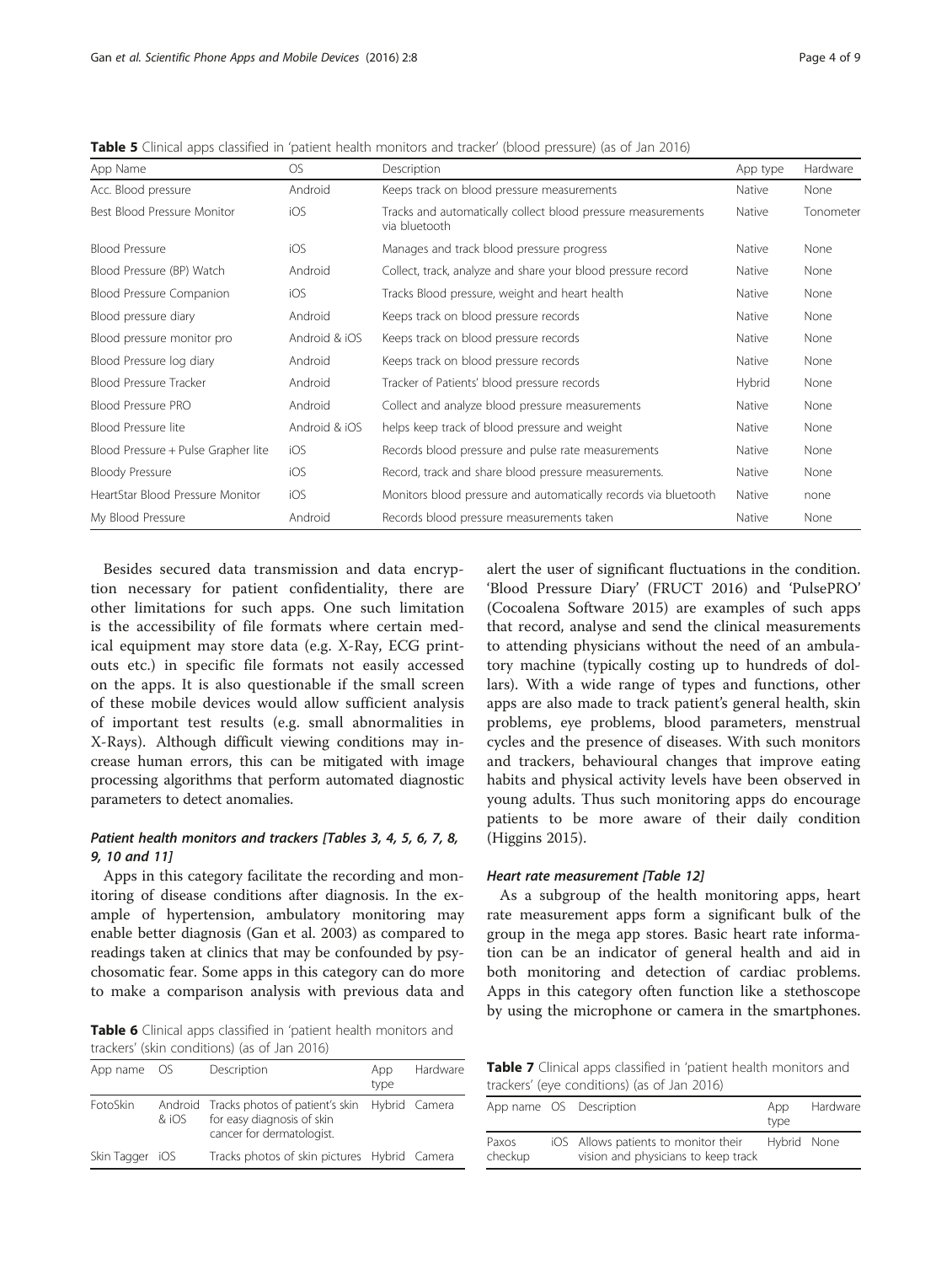**Table 5** Clinical apps classified in 'patient health monitors and tracker' (blood pressure) (as of Jan 2016)

| App Name | OS | Description | App type | Hardware |
|---|---|---|---|---|
| Acc. Blood pressure | Android | Keeps track on blood pressure measurements | Native | None |
| Best Blood Pressure Monitor | iOS | Tracks and automatically collect blood pressure measurements via bluetooth | Native | Tonometer |
| Blood Pressure | iOS | Manages and track blood pressure progress | Native | None |
| Blood Pressure (BP) Watch | Android | Collect, track, analyze and share your blood pressure record | Native | None |
| Blood Pressure Companion | iOS | Tracks Blood pressure, weight and heart health | Native | None |
| Blood pressure diary | Android | Keeps track on blood pressure records | Native | None |
| Blood pressure monitor pro | Android & iOS | Keeps track on blood pressure records | Native | None |
| Blood Pressure log diary | Android | Keeps track on blood pressure records | Native | None |
| Blood Pressure Tracker | Android | Tracker of Patients' blood pressure records | Hybrid | None |
| Blood Pressure PRO | Android | Collect and analyze blood pressure measurements | Native | None |
| Blood Pressure lite | Android & iOS | helps keep track of blood pressure and weight | Native | None |
| Blood Pressure + Pulse Grapher lite | iOS | Records blood pressure and pulse rate measurements | Native | None |
| Bloody Pressure | iOS | Record, track and share blood pressure measurements. | Native | None |
| HeartStar Blood Pressure Monitor | iOS | Monitors blood pressure and automatically records via bluetooth | Native | none |
| My Blood Pressure | Android | Records blood pressure measurements taken | Native | None |

Besides secured data transmission and data encryption necessary for patient confidentiality, there are other limitations for such apps. One such limitation is the accessibility of file formats where certain medical equipment may store data (e.g. X-Ray, ECG printouts etc.) in specific file formats not easily accessed on the apps. It is also questionable if the small screen of these mobile devices would allow sufficient analysis of important test results (e.g. small abnormalities in X-Rays). Although difficult viewing conditions may increase human errors, this can be mitigated with image processing algorithms that perform automated diagnostic parameters to detect anomalies.

### *Patient health monitors and trackers [Tables 3, 4, 5, 6, 7, 8, 9, 10 and 11]*

Apps in this category facilitate the recording and monitoring of disease conditions after diagnosis. In the example of hypertension, ambulatory monitoring may enable better diagnosis (Gan et al. 2003) as compared to readings taken at clinics that may be confounded by psychosomatic fear. Some apps in this category can do more to make a comparison analysis with previous data and alert the user of significant fluctuations in the condition. 'Blood Pressure Diary' (FRUCT 2016) and 'PulsePRO' (Cocoalena Software 2015) are examples of such apps that record, analyse and send the clinical measurements to attending physicians without the need of an ambulatory machine (typically costing up to hundreds of dollars). With a wide range of types and functions, other apps are also made to track patient's general health, skin problems, eye problems, blood parameters, menstrual cycles and the presence of diseases. With such monitors and trackers, behavioural changes that improve eating habits and physical activity levels have been observed in young adults. Thus such monitoring apps do encourage patients to be more aware of their daily condition (Higgins 2015).

**Table 6** Clinical apps classified in 'patient health monitors and trackers' (skin conditions) (as of Jan 2016)

| App name | OS | Description | App type | Hardware |
|---|---|---|---|---|
| FotoSkin | Android & iOS | Tracks photos of patient's skin for easy diagnosis of skin cancer for dermatologist. | Hybrid | Camera |
| Skin Tagger | iOS | Tracks photos of skin pictures | Hybrid | Camera |

### *Heart rate measurement [Table 12]*

As a subgroup of the health monitoring apps, heart rate measurement apps form a significant bulk of the group in the mega app stores. Basic heart rate information can be an indicator of general health and aid in both monitoring and detection of cardiac problems. Apps in this category often function like a stethoscope by using the microphone or camera in the smartphones.

**Table 7** Clinical apps classified in 'patient health monitors and trackers' (eye conditions) (as of Jan 2016)

| App name | OS | Description | App type | Hardware |
|---|---|---|---|---|
| Paxos checkup | iOS | Allows patients to monitor their vision and physicians to keep track | Hybrid | None |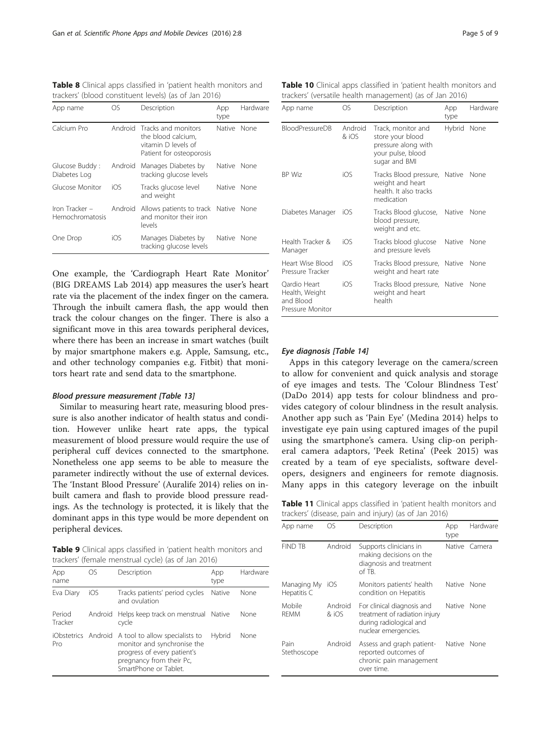**Table 8** Clinical apps classified in 'patient health monitors and trackers' (blood constituent levels) (as of Jan 2016)

| App name | OS | Description | App type | Hardware |
|---|---|---|---|---|
| Calcium Pro | Android | Tracks and monitors the blood calcium, vitamin D levels of Patient for osteoporosis | Native | None |
| Glucose Buddy : Diabetes Log | Android | Manages Diabetes by tracking glucose levels | Native | None |
| Glucose Monitor | iOS | Tracks glucose level and weight | Native | None |
| Iron Tracker – Hemochromatosis | Android | Allows patients to track and monitor their iron levels | Native | None |
| One Drop | iOS | Manages Diabetes by tracking glucose levels | Native | None |

One example, the 'Cardiograph Heart Rate Monitor' (BIG DREAMS Lab 2014) app measures the user's heart rate via the placement of the index finger on the camera. Through the inbuilt camera flash, the app would then track the colour changes on the finger. There is also a significant move in this area towards peripheral devices, where there has been an increase in smart watches (built by major smartphone makers e.g. Apple, Samsung, etc., and other technology companies e.g. Fitbit) that monitors heart rate and send data to the smartphone.

#### *Blood pressure measurement [Table 13]*

Similar to measuring heart rate, measuring blood pressure is also another indicator of health status and condition. However unlike heart rate apps, the typical measurement of blood pressure would require the use of peripheral cuff devices connected to the smartphone. Nonetheless one app seems to be able to measure the parameter indirectly without the use of external devices. The 'Instant Blood Pressure' (Auralife 2014) relies on inbuilt camera and flash to provide blood pressure readings. As the technology is protected, it is likely that the dominant apps in this type would be more dependent on peripheral devices.

**Table 9** Clinical apps classified in 'patient health monitors and trackers' (female menstrual cycle) (as of Jan 2016)

| App name | OS | Description | App type | Hardware |
|---|---|---|---|---|
| Eva Diary | iOS | Tracks patients' period cycles and ovulation | Native | None |
| Period Tracker | Android | Helps keep track on menstrual cycle | Native | None |
| iObstetrics Pro | Android | A tool to allow specialists to monitor and synchronise the progress of every patient's pregnancy from their Pc, SmartPhone or Tablet. | Hybrid | None |

**Table 10** Clinical apps classified in 'patient health monitors and trackers' (versatile health management) (as of Jan 2016)

| App name | OS | Description | App type | Hardware |
|---|---|---|---|---|
| BloodPressureDB | Android & iOS | Track, monitor and store your blood pressure along with your pulse, blood sugar and BMI | Hybrid | None |
| BP Wiz | iOS | Tracks Blood pressure, weight and heart health. It also tracks medication | Native | None |
| Diabetes Manager | iOS | Tracks Blood glucose, blood pressure, weight and etc. | Native | None |
| Health Tracker & Manager | iOS | Tracks blood glucose and pressure levels | Native | None |
| Heart Wise Blood Pressure Tracker | iOS | Tracks Blood pressure, weight and heart rate | Native | None |
| Qardio Heart Health, Weight and Blood Pressure Monitor | iOS | Tracks Blood pressure, weight and heart health | Native | None |

#### *Eye diagnosis [Table 14]*

Apps in this category leverage on the camera/screen to allow for convenient and quick analysis and storage of eye images and tests. The 'Colour Blindness Test' (DaDo 2014) app tests for colour blindness and provides category of colour blindness in the result analysis. Another app such as 'Pain Eye' (Medina 2014) helps to investigate eye pain using captured images of the pupil using the smartphone's camera. Using clip-on peripheral camera adaptors, 'Peek Retina' (Peek 2015) was created by a team of eye specialists, software developers, designers and engineers for remote diagnosis. Many apps in this category leverage on the inbuilt

**Table 11** Clinical apps classified in 'patient health monitors and trackers' (disease, pain and injury) (as of Jan 2016)

| App name | OS | Description | App type | Hardware |
|---|---|---|---|---|
| FIND TB | Android | Supports clinicians in making decisions on the diagnosis and treatment of TB. | Native | Camera |
| Managing My Hepatitis C | iOS | Monitors patients' health condition on Hepatitis | Native | None |
| Mobile REMM | Android & iOS | For clinical diagnosis and treatment of radiation injury during radiological and nuclear emergencies. | Native | None |
| Pain Stethoscope | Android | Assess and graph patient-reported outcomes of chronic pain management over time. | Native | None |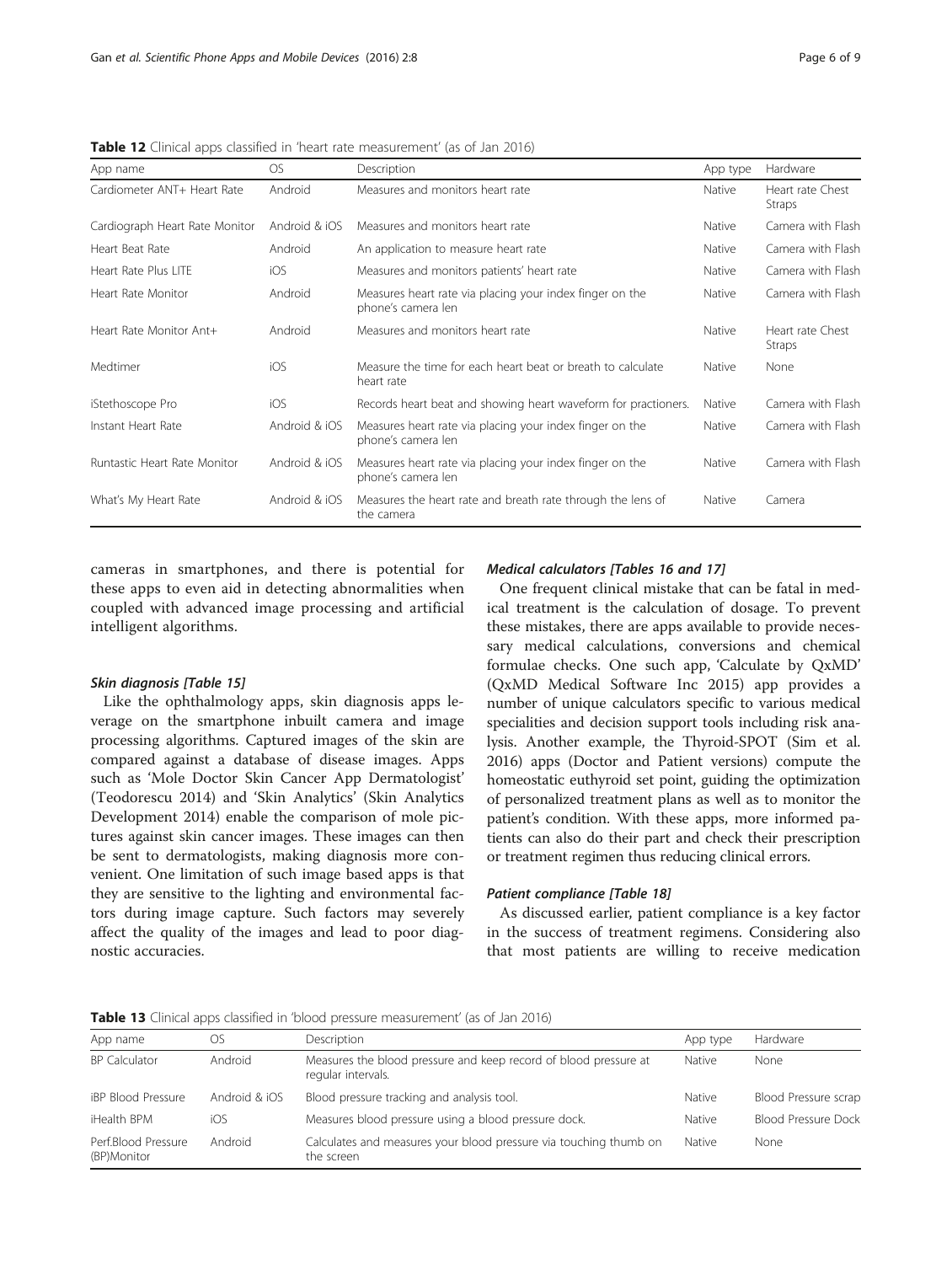**Table 12** Clinical apps classified in 'heart rate measurement' (as of Jan 2016)

| App name | OS | Description | App type | Hardware |
|---|---|---|---|---|
| Cardiometer ANT+ Heart Rate | Android | Measures and monitors heart rate | Native | Heart rate Chest Straps |
| Cardiograph Heart Rate Monitor | Android & iOS | Measures and monitors heart rate | Native | Camera with Flash |
| Heart Beat Rate | Android | An application to measure heart rate | Native | Camera with Flash |
| Heart Rate Plus LITE | iOS | Measures and monitors patients' heart rate | Native | Camera with Flash |
| Heart Rate Monitor | Android | Measures heart rate via placing your index finger on the phone's camera len | Native | Camera with Flash |
| Heart Rate Monitor Ant+ | Android | Measures and monitors heart rate | Native | Heart rate Chest Straps |
| Medtimer | iOS | Measure the time for each heart beat or breath to calculate heart rate | Native | None |
| iStethoscope Pro | iOS | Records heart beat and showing heart waveform for practioners. | Native | Camera with Flash |
| Instant Heart Rate | Android & iOS | Measures heart rate via placing your index finger on the phone's camera len | Native | Camera with Flash |
| Runtastic Heart Rate Monitor | Android & iOS | Measures heart rate via placing your index finger on the phone's camera len | Native | Camera with Flash |
| What's My Heart Rate | Android & iOS | Measures the heart rate and breath rate through the lens of the camera | Native | Camera |

cameras in smartphones, and there is potential for these apps to even aid in detecting abnormalities when coupled with advanced image processing and artificial intelligent algorithms.

#### *Skin diagnosis [Table 15]*

Like the ophthalmology apps, skin diagnosis apps leverage on the smartphone inbuilt camera and image processing algorithms. Captured images of the skin are compared against a database of disease images. Apps such as 'Mole Doctor Skin Cancer App Dermatologist' (Teodorescu 2014) and 'Skin Analytics' (Skin Analytics Development 2014) enable the comparison of mole pictures against skin cancer images. These images can then be sent to dermatologists, making diagnosis more convenient. One limitation of such image based apps is that they are sensitive to the lighting and environmental factors during image capture. Such factors may severely affect the quality of the images and lead to poor diagnostic accuracies.

#### *Medical calculators [Tables 16 and 17]*

One frequent clinical mistake that can be fatal in medical treatment is the calculation of dosage. To prevent these mistakes, there are apps available to provide necessary medical calculations, conversions and chemical formulae checks. One such app, 'Calculate by QxMD' (QxMD Medical Software Inc 2015) app provides a number of unique calculators specific to various medical specialities and decision support tools including risk analysis. Another example, the Thyroid-SPOT (Sim et al. 2016) apps (Doctor and Patient versions) compute the homeostatic euthyroid set point, guiding the optimization of personalized treatment plans as well as to monitor the patient's condition. With these apps, more informed patients can also do their part and check their prescription or treatment regimen thus reducing clinical errors.

#### *Patient compliance [Table 18]*

As discussed earlier, patient compliance is a key factor in the success of treatment regimens. Considering also that most patients are willing to receive medication

**Table 13** Clinical apps classified in 'blood pressure measurement' (as of Jan 2016)

| App name | OS | Description | App type | Hardware |
|---|---|---|---|---|
| BP Calculator | Android | Measures the blood pressure and keep record of blood pressure at regular intervals. | Native | None |
| iBP Blood Pressure | Android & iOS | Blood pressure tracking and analysis tool. | Native | Blood Pressure scrap |
| iHealth BPM | iOS | Measures blood pressure using a blood pressure dock. | Native | Blood Pressure Dock |
| Perf.Blood Pressure (BP)Monitor | Android | Calculates and measures your blood pressure via touching thumb on the screen | Native | None |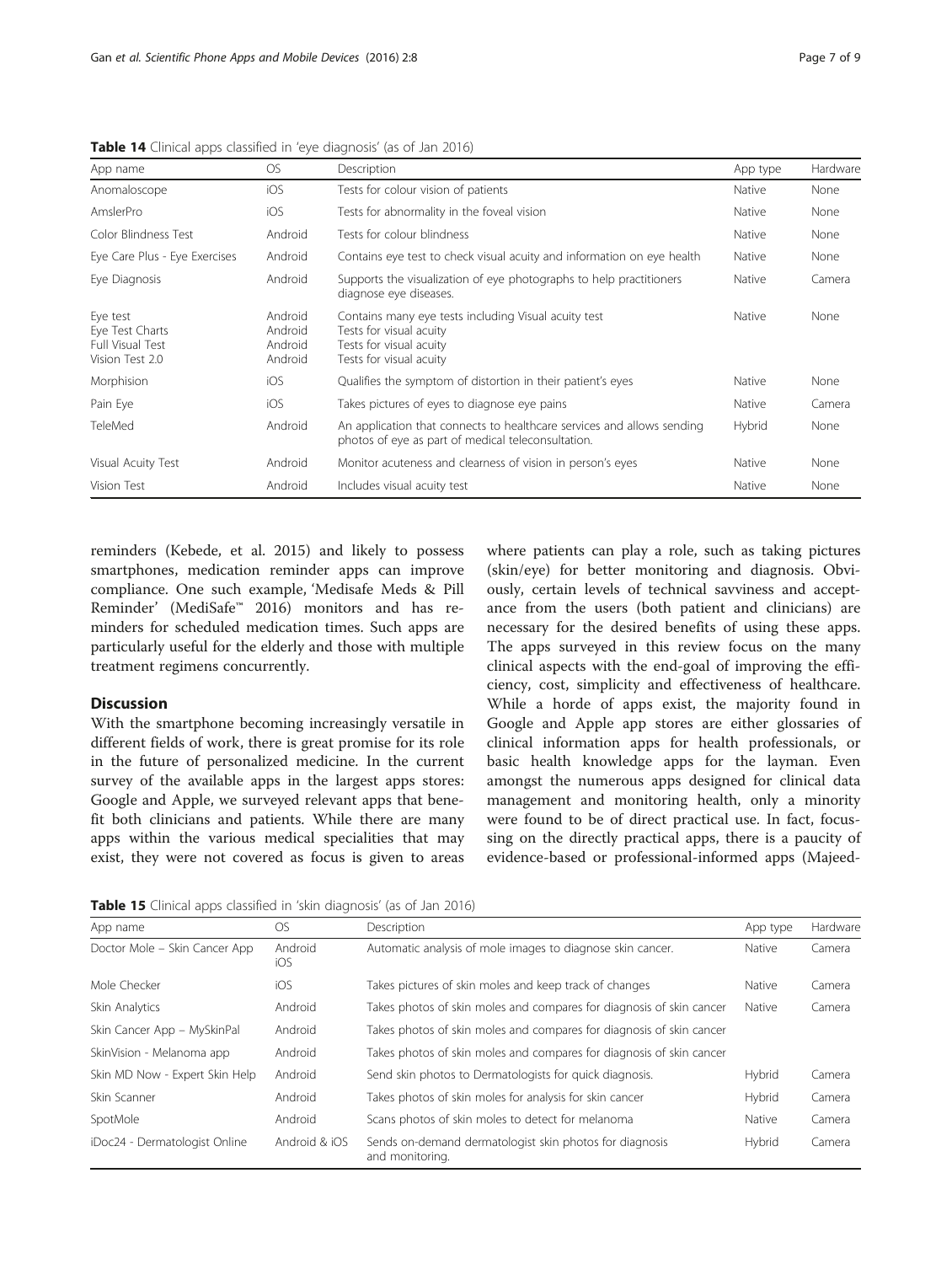**Table 14** Clinical apps classified in 'eye diagnosis' (as of Jan 2016)

| App name | OS | Description | App type | Hardware |
|---|---|---|---|---|
| Anomaloscope | iOS | Tests for colour vision of patients | Native | None |
| AmslerPro | iOS | Tests for abnormality in the foveal vision | Native | None |
| Color Blindness Test | Android | Tests for colour blindness | Native | None |
| Eye Care Plus - Eye Exercises | Android | Contains eye test to check visual acuity and information on eye health | Native | None |
| Eye Diagnosis | Android | Supports the visualization of eye photographs to help practitioners diagnose eye diseases. | Native | Camera |
| Eye test<br>Eye Test Charts<br>Full Visual Test<br>Vision Test 2.0 | Android<br>Android<br>Android<br>Android | Contains many eye tests including Visual acuity test<br>Tests for visual acuity<br>Tests for visual acuity<br>Tests for visual acuity | Native | None |
| Morphision | iOS | Qualifies the symptom of distortion in their patient's eyes | Native | None |
| Pain Eye | iOS | Takes pictures of eyes to diagnose eye pains | Native | Camera |
| TeleMed | Android | An application that connects to healthcare services and allows sending photos of eye as part of medical teleconsultation. | Hybrid | None |
| Visual Acuity Test | Android | Monitor acuteness and clearness of vision in person's eyes | Native | None |
| Vision Test | Android | Includes visual acuity test | Native | None |

reminders (Kebede, et al. 2015) and likely to possess smartphones, medication reminder apps can improve compliance. One such example, 'Medisafe Meds & Pill Reminder' (MediSafe™ 2016) monitors and has reminders for scheduled medication times. Such apps are particularly useful for the elderly and those with multiple treatment regimens concurrently.

## Discussion

With the smartphone becoming increasingly versatile in different fields of work, there is great promise for its role in the future of personalized medicine. In the current survey of the available apps in the largest apps stores: Google and Apple, we surveyed relevant apps that benefit both clinicians and patients. While there are many apps within the various medical specialities that may exist, they were not covered as focus is given to areas where patients can play a role, such as taking pictures (skin/eye) for better monitoring and diagnosis. Obviously, certain levels of technical savviness and acceptance from the users (both patient and clinicians) are necessary for the desired benefits of using these apps. The apps surveyed in this review focus on the many clinical aspects with the end-goal of improving the efficiency, cost, simplicity and effectiveness of healthcare. While a horde of apps exist, the majority found in Google and Apple app stores are either glossaries of clinical information apps for health professionals, or basic health knowledge apps for the layman. Even amongst the numerous apps designed for clinical data management and monitoring health, only a minority were found to be of direct practical use. In fact, focussing on the directly practical apps, there is a paucity of evidence-based or professional-informed apps (Majeed-

**Table 15** Clinical apps classified in 'skin diagnosis' (as of Jan 2016)

| App name | OS | Description | App type | Hardware |
|---|---|---|---|---|
| Doctor Mole – Skin Cancer App | Android<br>iOS | Automatic analysis of mole images to diagnose skin cancer. | Native | Camera |
| Mole Checker | iOS | Takes pictures of skin moles and keep track of changes | Native | Camera |
| Skin Analytics | Android | Takes photos of skin moles and compares for diagnosis of skin cancer | Native | Camera |
| Skin Cancer App – MySkinPal | Android | Takes photos of skin moles and compares for diagnosis of skin cancer | | |
| SkinVision - Melanoma app | Android | Takes photos of skin moles and compares for diagnosis of skin cancer | | |
| Skin MD Now - Expert Skin Help | Android | Send skin photos to Dermatologists for quick diagnosis. | Hybrid | Camera |
| Skin Scanner | Android | Takes photos of skin moles for analysis for skin cancer | Hybrid | Camera |
| SpotMole | Android | Scans photos of skin moles to detect for melanoma | Native | Camera |
| iDoc24 - Dermatologist Online | Android & iOS | Sends on-demand dermatologist skin photos for diagnosis and monitoring. | Hybrid | Camera |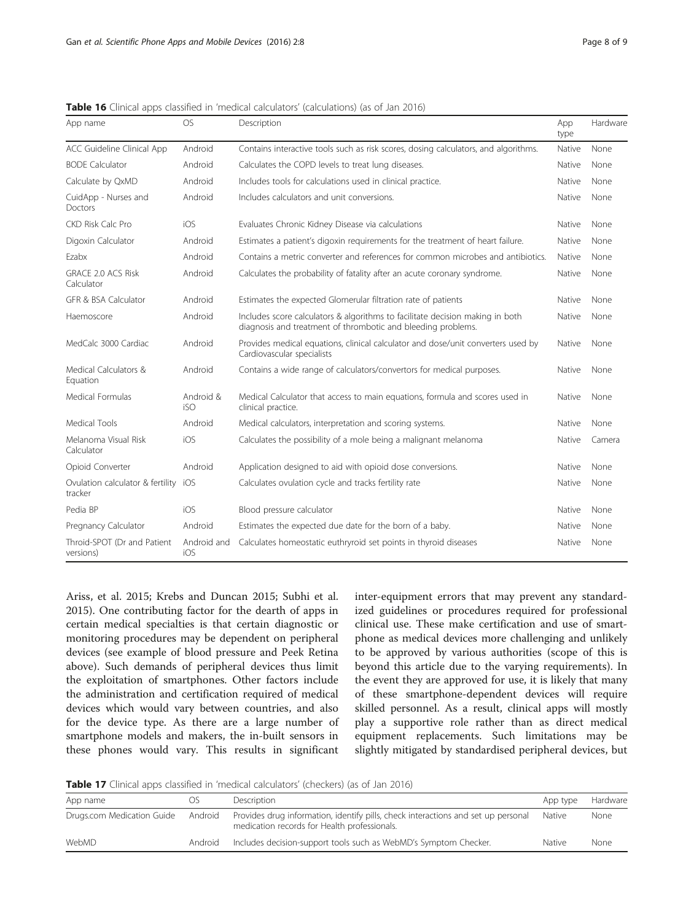**Table 16** Clinical apps classified in 'medical calculators' (calculations) (as of Jan 2016)

| App name | OS | Description | App type | Hardware |
|---|---|---|---|---|
| ACC Guideline Clinical App | Android | Contains interactive tools such as risk scores, dosing calculators, and algorithms. | Native | None |
| BODE Calculator | Android | Calculates the COPD levels to treat lung diseases. | Native | None |
| Calculate by QxMD | Android | Includes tools for calculations used in clinical practice. | Native | None |
| CuidApp - Nurses and Doctors | Android | Includes calculators and unit conversions. | Native | None |
| CKD Risk Calc Pro | iOS | Evaluates Chronic Kidney Disease via calculations | Native | None |
| Digoxin Calculator | Android | Estimates a patient's digoxin requirements for the treatment of heart failure. | Native | None |
| Ezabx | Android | Contains a metric converter and references for common microbes and antibiotics. | Native | None |
| GRACE 2.0 ACS Risk Calculator | Android | Calculates the probability of fatality after an acute coronary syndrome. | Native | None |
| GFR & BSA Calculator | Android | Estimates the expected Glomerular filtration rate of patients | Native | None |
| Haemoscore | Android | Includes score calculators & algorithms to facilitate decision making in both diagnosis and treatment of thrombotic and bleeding problems. | Native | None |
| MedCalc 3000 Cardiac | Android | Provides medical equations, clinical calculator and dose/unit converters used by Cardiovascular specialists | Native | None |
| Medical Calculators & Equation | Android | Contains a wide range of calculators/convertors for medical purposes. | Native | None |
| Medical Formulas | Android & iSO | Medical Calculator that access to main equations, formula and scores used in clinical practice. | Native | None |
| Medical Tools | Android | Medical calculators, interpretation and scoring systems. | Native | None |
| Melanoma Visual Risk Calculator | iOS | Calculates the possibility of a mole being a malignant melanoma | Native | Camera |
| Opioid Converter | Android | Application designed to aid with opioid dose conversions. | Native | None |
| Ovulation calculator & fertility tracker | iOS | Calculates ovulation cycle and tracks fertility rate | Native | None |
| Pedia BP | iOS | Blood pressure calculator | Native | None |
| Pregnancy Calculator | Android | Estimates the expected due date for the born of a baby. | Native | None |
| Throid-SPOT (Dr and Patient versions) | Android and iOS | Calculates homeostatic euthryroid set points in thyroid diseases | Native | None |

Ariss, et al. 2015; Krebs and Duncan 2015; Subhi et al. 2015). One contributing factor for the dearth of apps in certain medical specialties is that certain diagnostic or monitoring procedures may be dependent on peripheral devices (see example of blood pressure and Peek Retina above). Such demands of peripheral devices thus limit the exploitation of smartphones. Other factors include the administration and certification required of medical devices which would vary between countries, and also for the device type. As there are a large number of smartphone models and makers, the in-built sensors in these phones would vary. This results in significant inter-equipment errors that may prevent any standardized guidelines or procedures required for professional clinical use. These make certification and use of smartphone as medical devices more challenging and unlikely to be approved by various authorities (scope of this is beyond this article due to the varying requirements). In the event they are approved for use, it is likely that many of these smartphone-dependent devices will require skilled personnel. As a result, clinical apps will mostly play a supportive role rather than as direct medical equipment replacements. Such limitations may be slightly mitigated by standardised peripheral devices, but

**Table 17** Clinical apps classified in 'medical calculators' (checkers) (as of Jan 2016)

| App name | OS | Description | App type | Hardware |
|---|---|---|---|---|
| Drugs.com Medication Guide | Android | Provides drug information, identify pills, check interactions and set up personal medication records for Health professionals. | Native | None |
| WebMD | Android | Includes decision-support tools such as WebMD's Symptom Checker. | Native | None |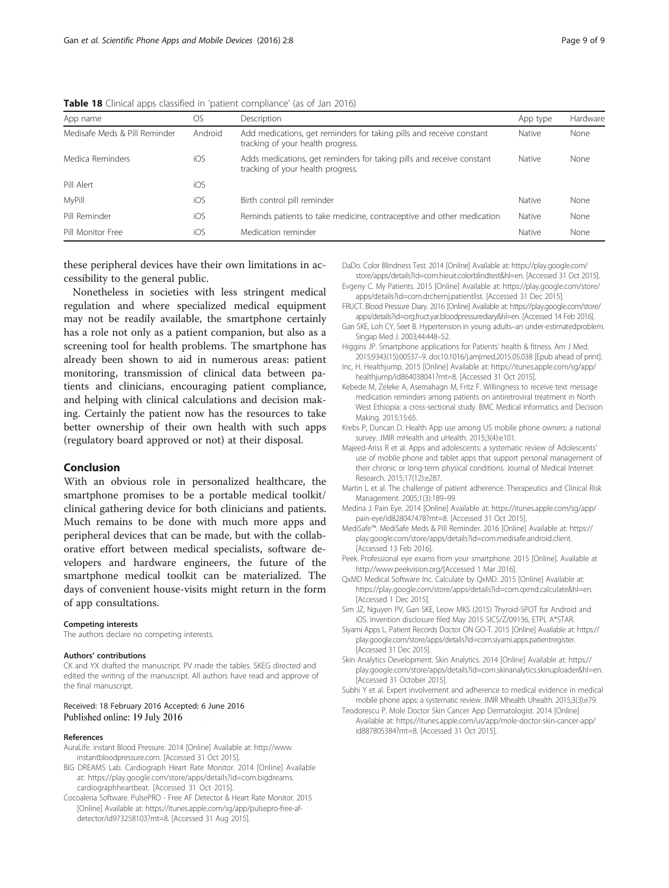**Table 18** Clinical apps classified in 'patient compliance' (as of Jan 2016)

| App name | OS | Description | App type | Hardware |
| --- | --- | --- | --- | --- |
| Medisafe Meds & Pill Reminder | Android | Add medications, get reminders for taking pills and receive constant tracking of your health progress. | Native | None |
| Medica Reminders | iOS | Adds medications, get reminders for taking pills and receive constant tracking of your health progress. | Native | None |
| Pill Alert | iOS | | | |
| MyPill | iOS | Birth control pill reminder | Native | None |
| Pill Reminder | iOS | Reminds patients to take medicine, contraceptive and other medication | Native | None |
| Pill Monitor Free | iOS | Medication reminder | Native | None |

these peripheral devices have their own limitations in accessibility to the general public.

Nonetheless in societies with less stringent medical regulation and where specialized medical equipment may not be readily available, the smartphone certainly has a role not only as a patient companion, but also as a screening tool for health problems. The smartphone has already been shown to aid in numerous areas: patient monitoring, transmission of clinical data between patients and clinicians, encouraging patient compliance, and helping with clinical calculations and decision making. Certainly the patient now has the resources to take better ownership of their own health with such apps (regulatory board approved or not) at their disposal.

## Conclusion

With an obvious role in personalized healthcare, the smartphone promises to be a portable medical toolkit/clinical gathering device for both clinicians and patients. Much remains to be done with much more apps and peripheral devices that can be made, but with the collaborative effort between medical specialists, software developers and hardware engineers, the future of the smartphone medical toolkit can be materialized. The days of convenient house-visits might return in the form of app consultations.

#### Competing interests

The authors declare no competing interests.

#### Authors' contributions

CK and YX drafted the manuscript. PV made the tables. SKEG directed and edited the writing of the manuscript. All authors have read and approve of the final manuscript.

Received: 18 February 2016 Accepted: 6 June 2016
Published online: 19 July 2016

#### References

AuraLife. instant Blood Pressure. 2014 [Online] Available at: http://www.instantbloodpressure.com. [Accessed 31 Oct 2015].

BIG DREAMS Lab. Cardiograph Heart Rate Monitor. 2014 [Online] Available at: https://play.google.com/store/apps/details?id=com.bigdreams.cardiographheartbeat. [Accessed 31 Oct 2015].

Cocoalena Software. PulsePRO - Free AF Detector & Heart Rate Monitor. 2015 [Online] Available at: https://itunes.apple.com/sg/app/pulsepro-free-af-detector/id973258103?mt=8. [Accessed 31 Aug 2015].

DaDo. Color Blindness Test. 2014 [Online] Available at: https://play.google.com/store/apps/details?id=com.hieuit.colorblindtest&hl=en. [Accessed 31 Oct 2015].

Evgeny C. My Patients. 2015 [Online] Available at: https://play.google.com/store/apps/details?id=com.drchernj.patientlist. [Accessed 31 Dec 2015].

FRUCT. Blood Pressure Diary. 2016 [Online] Available at: https://play.google.com/store/apps/details?id=org.fruct.yar.bloodpressurediary&hl=en. [Accessed 14 Feb 2016].

Gan SKE, Loh CY, Seet B. Hypertension in young adults–an under-estimatedproblem. Singap Med J. 2003;44:448–52.

Higgins JP. Smartphone applications for Patients' health & fitness. Am J Med. 2015;9343(15):00537–9. doi:10.1016/j.amjmed.2015.05.038 [Epub ahead of print].

Inc, H. Healthjump. 2015 [Online] Available at: https://itunes.apple.com/sg/app/healthjump/id864038041?mt=8. [Accessed 31 Oct 2015].

Kebede M, Zeleke A, Asemahagn M, Fritz F. Willingness to receive text message medication reminders among patients on antiretroviral treatment in North West Ethiopia: a cross-sectional study. BMC Medical Informatics and Decision Making. 2015;15:65.

Krebs P, Duncan D. Health App use among US mobile phone owners: a national survey. JMIR mHealth and uHealth. 2015;3(4):e101.

Majeed-Ariss R et al. Apps and adolescents: a systematic review of Adolescents' use of mobile phone and tablet apps that support personal management of their chronic or long-term physical conditions. Journal of Medical Internet Research. 2015;17(12):e287.

Martin L et al. The challenge of patient adherence. Therapeutics and Clinical Risk Management. 2005;1(3):189–99.

Medina J. Pain Eye. 2014 [Online] Available at: https://itunes.apple.com/sg/app/pain-eye/id828047478?mt=8. [Accessed 31 Oct 2015].

MediSafe™. MediSafe Meds & Pill Reminder. 2016 [Online] Available at: https://play.google.com/store/apps/details?id=com.medisafe.android.client. [Accessed 13 Feb 2016].

Peek. Professional eye exams from your smartphone. 2015 [Online]. Available at http://www.peekvision.org/[Accessed 1 Mar 2016].

QxMD Medical Software Inc. Calculate by QxMD. 2015 [Online] Available at: https://play.google.com/store/apps/details?id=com.qxmd.calculate&hl=en. [Accessed 1 Dec 2015].

Sim JZ, Nguyen PV, Gan SKE, Leow MKS (2015) Thyroid-SPOT for Android and iOS. Invention disclosure filed May 2015 SICS/Z/09136, ETPL A*STAR.

Siyami Apps L. Patient Records Doctor ON GO-T. 2015 [Online] Available at: https://play.google.com/store/apps/details?id=com.siyami.apps.patientregister. [Accessed 31 Dec 2015].

Skin Analytics Development. Skin Analytics. 2014 [Online] Available at: https://play.google.com/store/apps/details?id=com.skinanalytics.skinuploader&hl=en. [Accessed 31 October 2015].

Subhi Y et al. Expert involvement and adherence to medical evidence in medical mobile phone apps: a systematic review. JMIR Mhealth Uhealth. 2015;3(3):e79.

Teodorescu P. Mole Doctor Skin Cancer App Dermatologist. 2014 [Online] Available at: https://itunes.apple.com/us/app/mole-doctor-skin-cancer-app/id887805384?mt=8. [Accessed 31 Oct 2015].